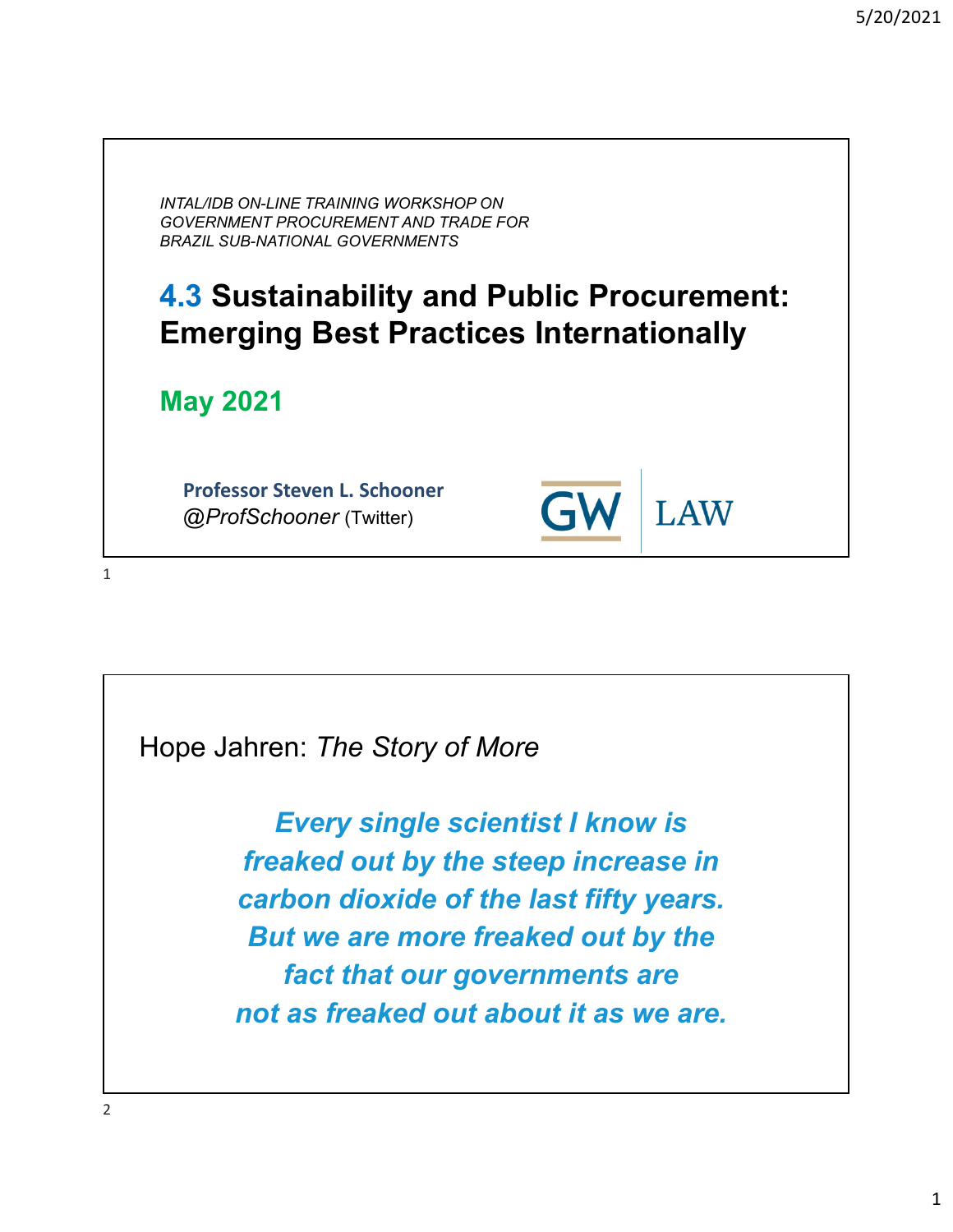*INTAL/IDB ON-LINE TRAINING WORKSHOP ON GOVERNMENT PROCUREMENT AND TRADE FOR BRAZIL SUB-NATIONAL GOVERNMENTS*

# 4.3 Sustainability and Public Procurement: Emerging Best Practices Internationally

**May 2021**

**Professor Steven L. Schooner**
*@ProfSchooner* (Twitter)

GW LAW

---

Hope Jahren: *The Story of More*

> ***Every single scientist I know is freaked out by the steep increase in carbon dioxide of the last fifty years. But we are more freaked out by the fact that our governments are not as freaked out about it as we are.***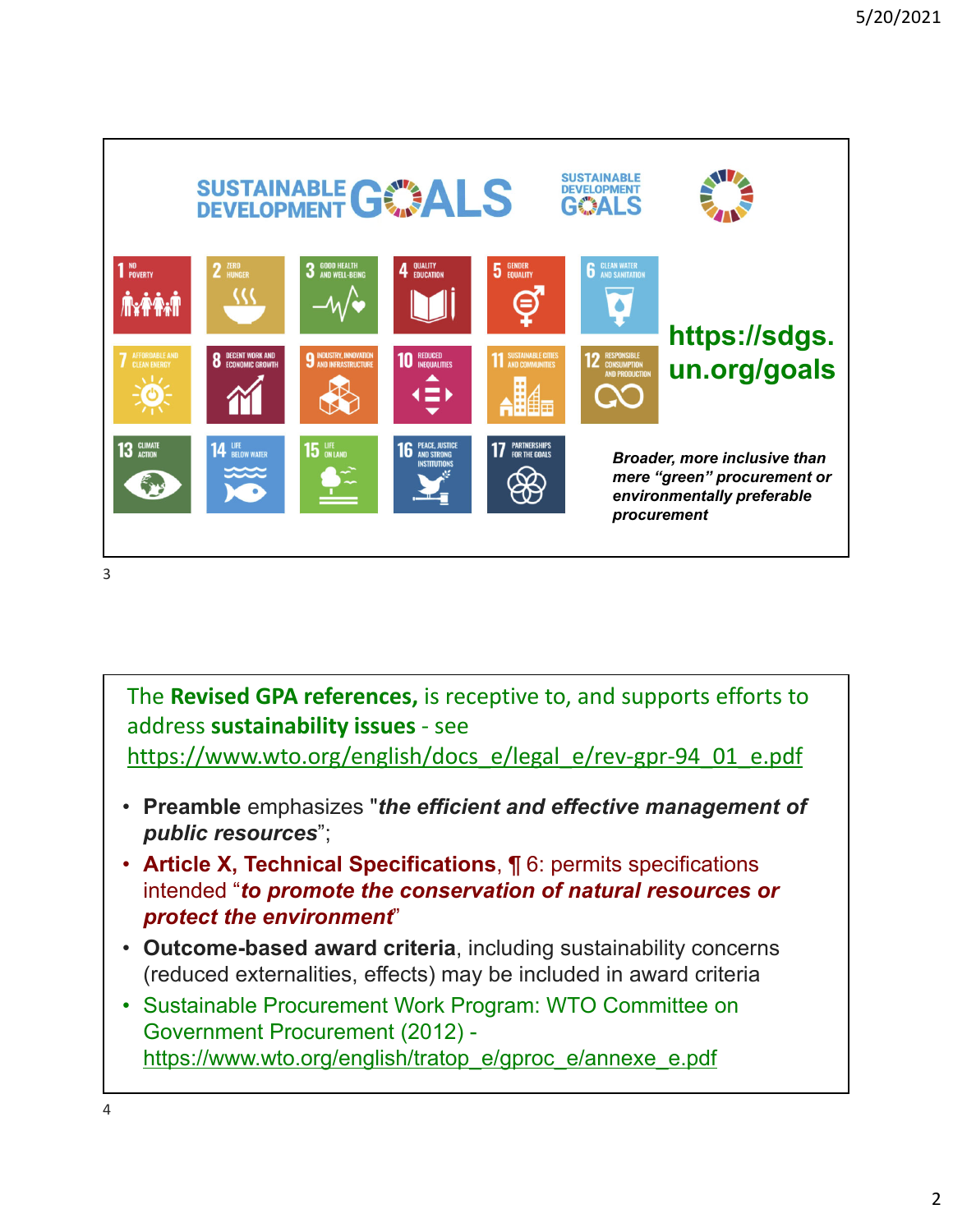# SUSTAINABLE DEVELOPMENT GOALS

1. No Poverty
2. Zero Hunger
3. Good Health and Well-Being
4. Quality Education
5. Gender Equality
6. Clean Water and Sanitation
7. Affordable and Clean Energy
8. Decent Work and Economic Growth
9. Industry, Innovation and Infrastructure
10. Reduced Inequalities
11. Sustainable Cities and Communities
12. Responsible Consumption and Production
13. Climate Action
14. Life Below Water
15. Life on Land
16. Peace, Justice and Strong Institutions
17. Partnerships for the Goals

**https://sdgs.un.org/goals**

***Broader, more inclusive than mere "green" procurement or environmentally preferable procurement***

---

The **Revised GPA references,** is receptive to, and supports efforts to address **sustainability issues** - see https://www.wto.org/english/docs_e/legal_e/rev-gpr-94_01_e.pdf

- **Preamble** emphasizes "***the efficient and effective management of public resources***";
- **Article X, Technical Specifications**, ¶ 6: permits specifications intended "***to promote the conservation of natural resources or protect the environment***"
- **Outcome-based award criteria**, including sustainability concerns (reduced externalities, effects) may be included in award criteria
- Sustainable Procurement Work Program: WTO Committee on Government Procurement (2012) - https://www.wto.org/english/tratop_e/gproc_e/annexe_e.pdf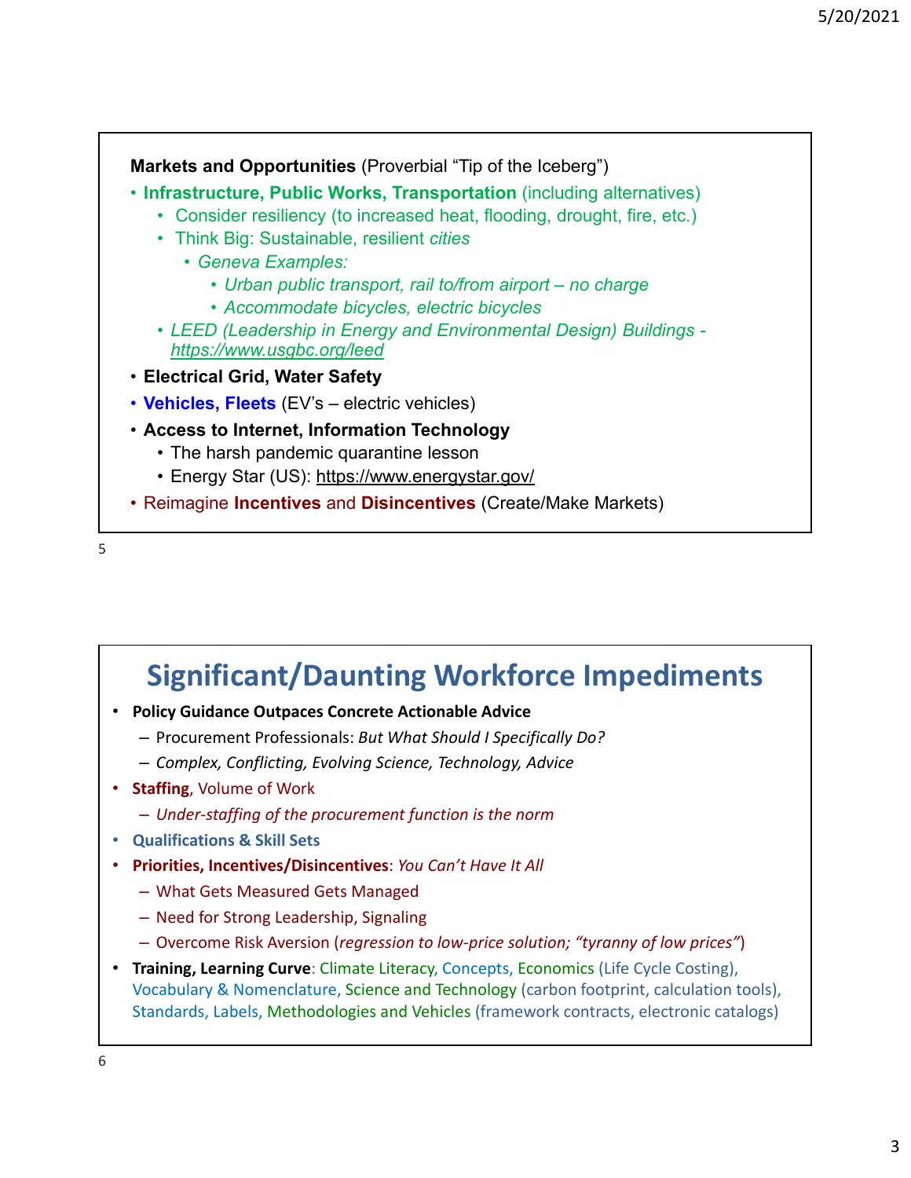**Markets and Opportunities** (Proverbial "Tip of the Iceberg")

- **Infrastructure, Public Works, Transportation** (including alternatives)
  - Consider resiliency (to increased heat, flooding, drought, fire, etc.)
  - Think Big: Sustainable, resilient *cities*
    - *Geneva Examples:*
      - *Urban public transport, rail to/from airport – no charge*
      - *Accommodate bicycles, electric bicycles*
  - *LEED (Leadership in Energy and Environmental Design) Buildings - https://www.usgbc.org/leed*
- **Electrical Grid, Water Safety**
- **Vehicles, Fleets** (EV's – electric vehicles)
- **Access to Internet, Information Technology**
  - The harsh pandemic quarantine lesson
  - Energy Star (US): https://www.energystar.gov/
- Reimagine **Incentives** and **Disincentives** (Create/Make Markets)

# Significant/Daunting Workforce Impediments

- **Policy Guidance Outpaces Concrete Actionable Advice**
  - Procurement Professionals: *But What Should I Specifically Do?*
  - *Complex, Conflicting, Evolving Science, Technology, Advice*
- **Staffing**, Volume of Work
  - *Under-staffing of the procurement function is the norm*
- **Qualifications & Skill Sets**
- **Priorities, Incentives/Disincentives**: *You Can't Have It All*
  - What Gets Measured Gets Managed
  - Need for Strong Leadership, Signaling
  - Overcome Risk Aversion (*regression to low-price solution; "tyranny of low prices"*)
- **Training, Learning Curve**: Climate Literacy, Concepts, Economics (Life Cycle Costing), Vocabulary & Nomenclature, Science and Technology (carbon footprint, calculation tools), Standards, Labels, Methodologies and Vehicles (framework contracts, electronic catalogs)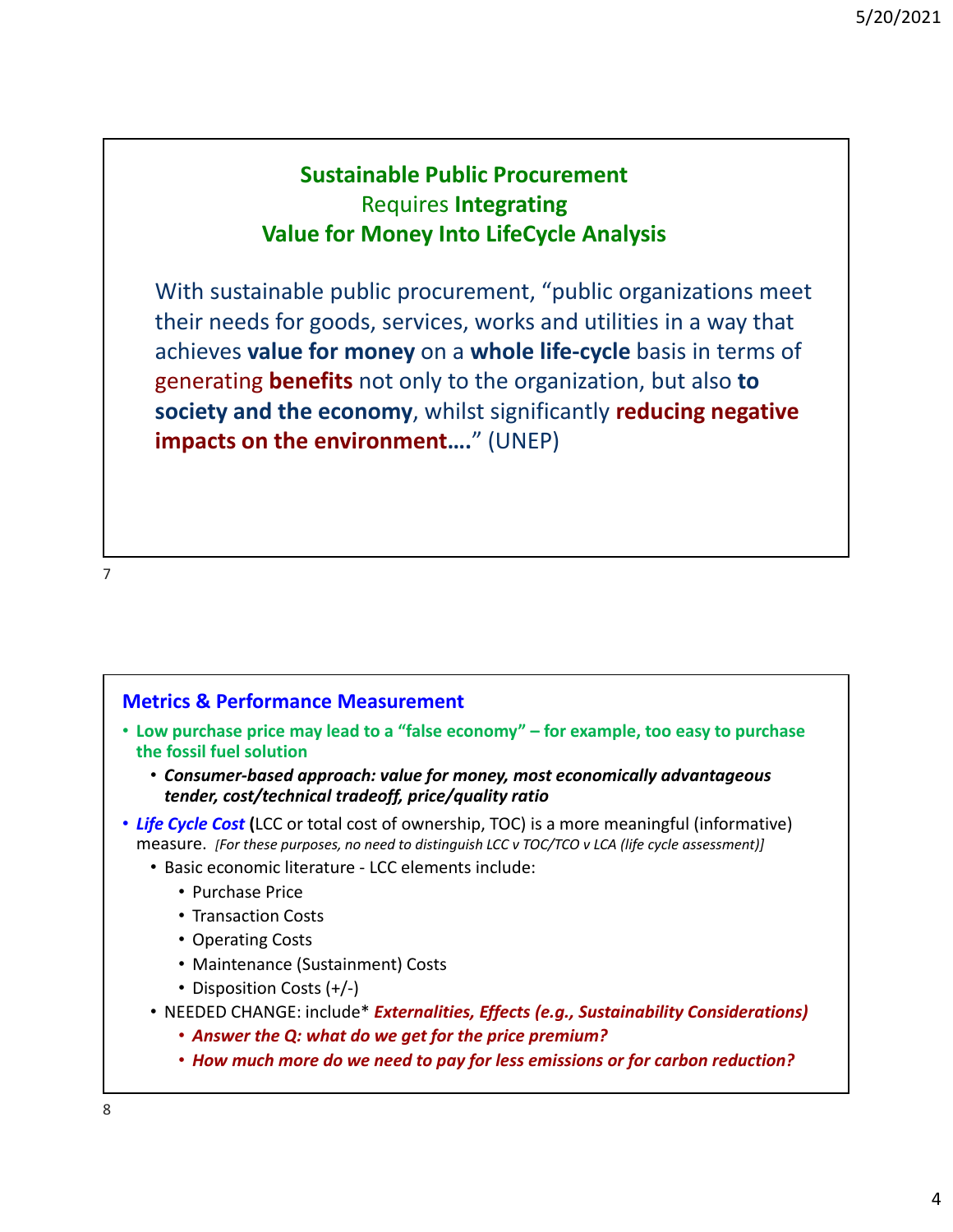## Sustainable Public Procurement Requires Integrating Value for Money Into LifeCycle Analysis

With sustainable public procurement, "public organizations meet their needs for goods, services, works and utilities in a way that achieves **value for money** on a **whole life-cycle** basis in terms of generating **benefits** not only to the organization, but also **to society and the economy**, whilst significantly **reducing negative impacts on the environment….**" (UNEP)

## Metrics & Performance Measurement

- **Low purchase price may lead to a "false economy" – for example, too easy to purchase the fossil fuel solution**
  - ***Consumer-based approach: value for money, most economically advantageous tender, cost/technical tradeoff, price/quality ratio***
- ***Life Cycle Cost*** **(**LCC or total cost of ownership, TOC) is a more meaningful (informative) measure. *[For these purposes, no need to distinguish LCC v TOC/TCO v LCA (life cycle assessment)]*
  - Basic economic literature - LCC elements include:
    - Purchase Price
    - Transaction Costs
    - Operating Costs
    - Maintenance (Sustainment) Costs
    - Disposition Costs (+/-)
  - NEEDED CHANGE: include* ***Externalities, Effects (e.g., Sustainability Considerations)***
    - ***Answer the Q: what do we get for the price premium?***
    - ***How much more do we need to pay for less emissions or for carbon reduction?***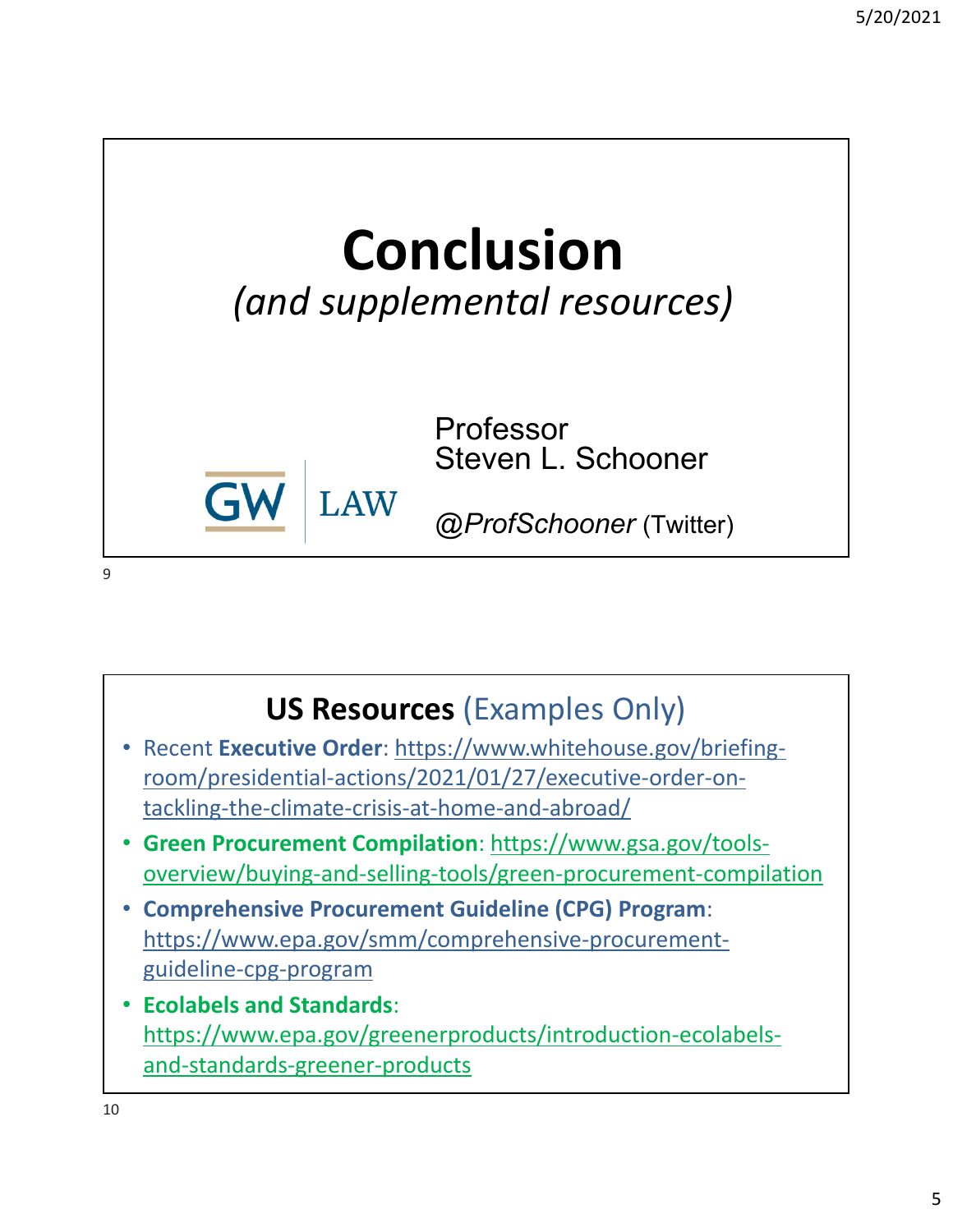# Conclusion

*(and supplemental resources)*

Professor
Steven L. Schooner

GW | LAW

*@ProfSchooner* (Twitter)

## US Resources (Examples Only)

- Recent **Executive Order**: https://www.whitehouse.gov/briefing-room/presidential-actions/2021/01/27/executive-order-on-tackling-the-climate-crisis-at-home-and-abroad/
- **Green Procurement Compilation**: https://www.gsa.gov/tools-overview/buying-and-selling-tools/green-procurement-compilation
- **Comprehensive Procurement Guideline (CPG) Program**: https://www.epa.gov/smm/comprehensive-procurement-guideline-cpg-program
- **Ecolabels and Standards**: https://www.epa.gov/greenerproducts/introduction-ecolabels-and-standards-greener-products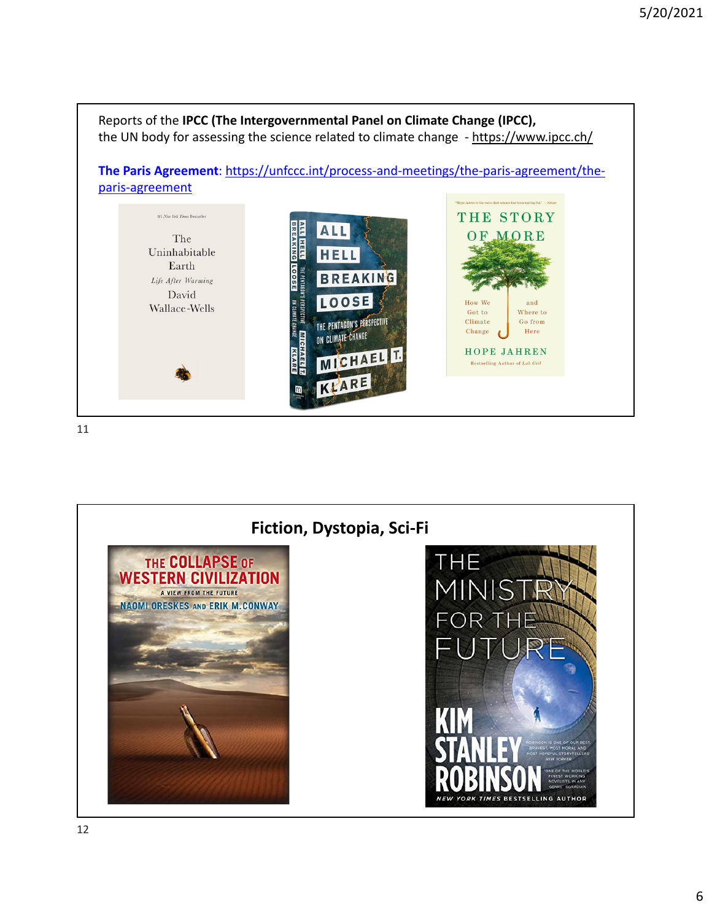Reports of the **IPCC (The Intergovernmental Panel on Climate Change (IPCC),** the UN body for assessing the science related to climate change - https://www.ipcc.ch/

**The Paris Agreement**: https://unfccc.int/process-and-meetings/the-paris-agreement/the-paris-agreement

## Fiction, Dystopia, Sci-Fi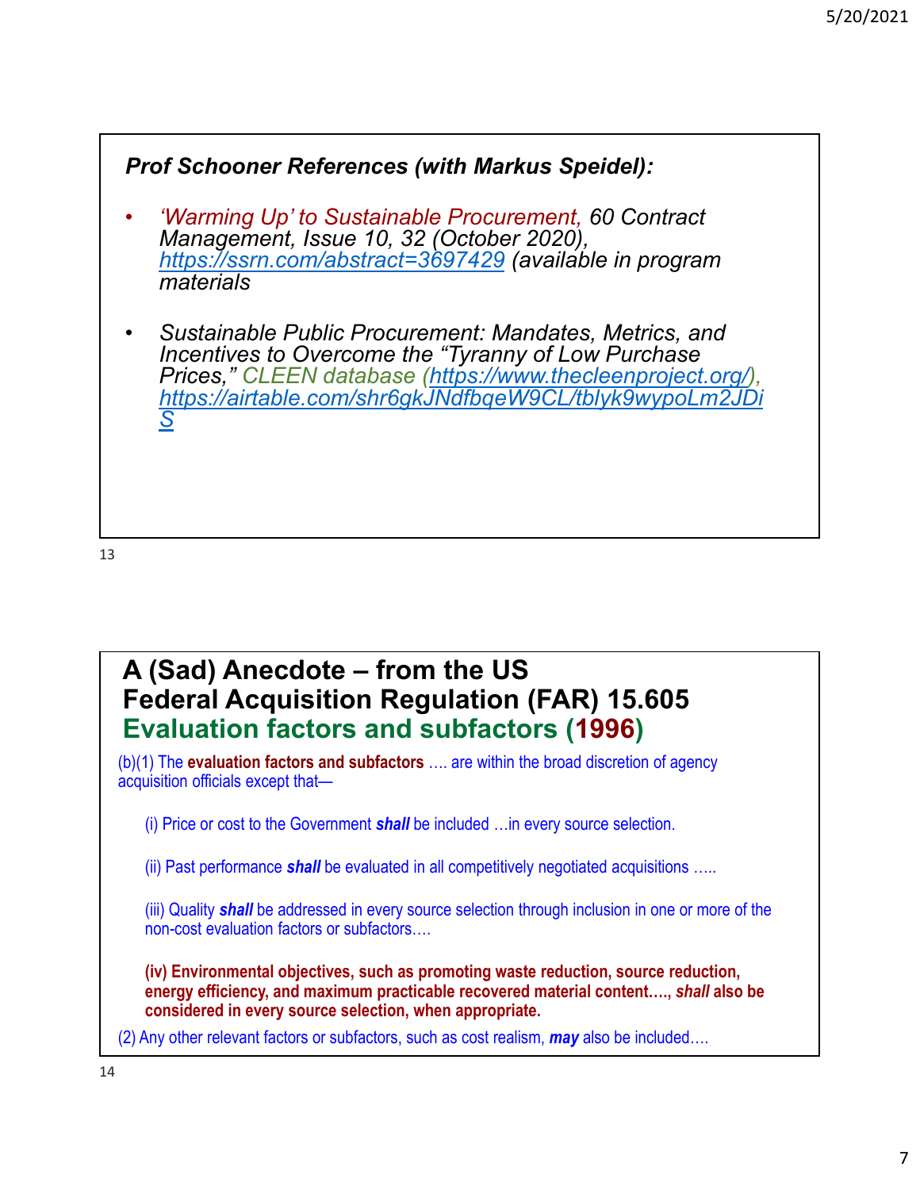## *Prof Schooner References (with Markus Speidel):*

- *'Warming Up' to Sustainable Procurement, 60 Contract Management, Issue 10, 32 (October 2020), https://ssrn.com/abstract=3697429 (available in program materials*

- *Sustainable Public Procurement: Mandates, Metrics, and Incentives to Overcome the "Tyranny of Low Purchase Prices," CLEEN database (https://www.thecleenproject.org/), https://airtable.com/shr6gkJNdfbqeW9CL/tblyk9wypoLm2JDiS*

## A (Sad) Anecdote – from the US Federal Acquisition Regulation (FAR) 15.605 Evaluation factors and subfactors (1996)

(b)(1) The **evaluation factors and subfactors** …. are within the broad discretion of agency acquisition officials except that—

(i) Price or cost to the Government ***shall*** be included …in every source selection.

(ii) Past performance ***shall*** be evaluated in all competitively negotiated acquisitions …..

(iii) Quality ***shall*** be addressed in every source selection through inclusion in one or more of the non-cost evaluation factors or subfactors….

**(iv) Environmental objectives, such as promoting waste reduction, source reduction, energy efficiency, and maximum practicable recovered material content…., *shall* also be considered in every source selection, when appropriate.**

(2) Any other relevant factors or subfactors, such as cost realism, ***may*** also be included….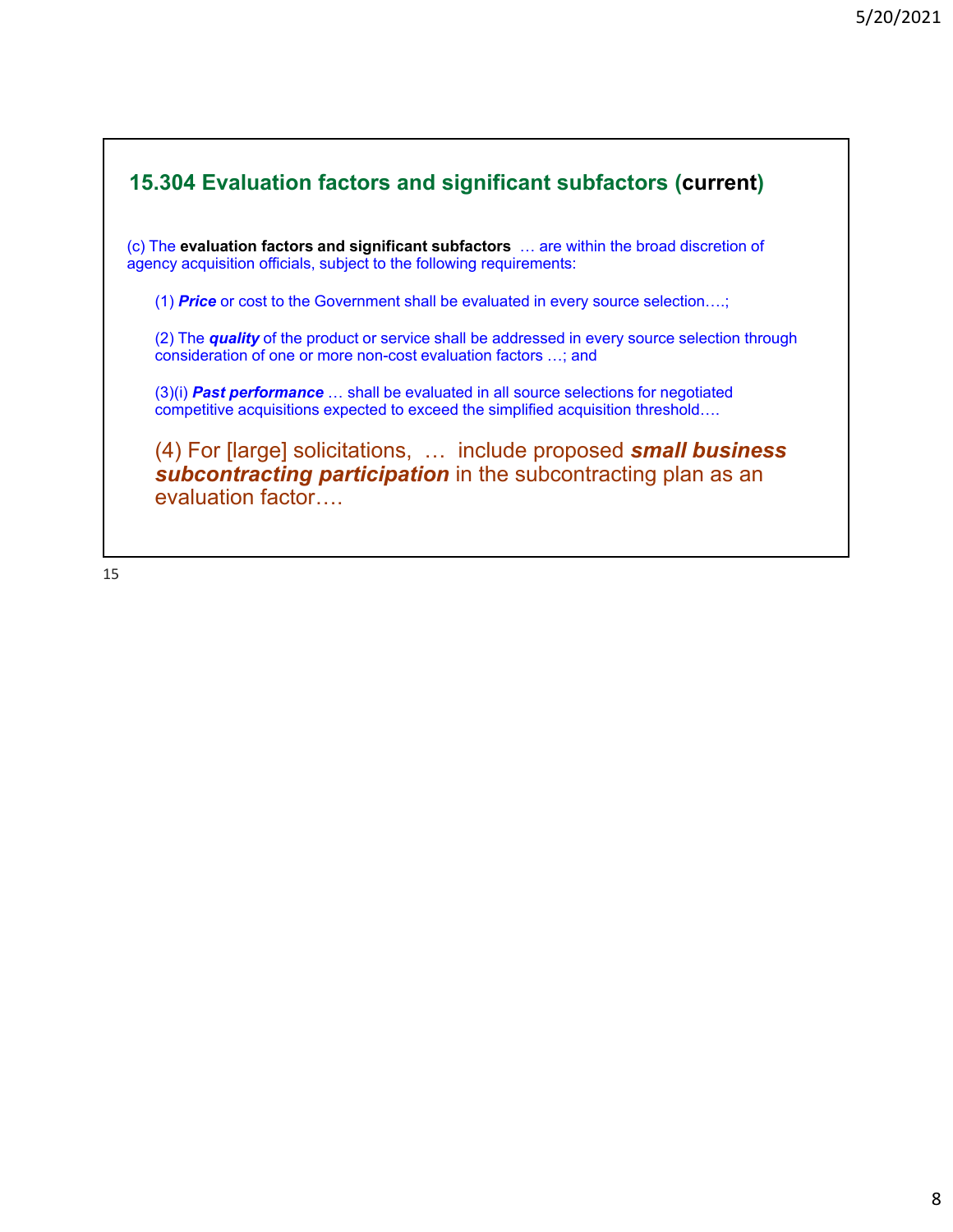## 15.304 Evaluation factors and significant subfactors (current)

(c) The **evaluation factors and significant subfactors** … are within the broad discretion of agency acquisition officials, subject to the following requirements:

(1) ***Price*** or cost to the Government shall be evaluated in every source selection….;

(2) The ***quality*** of the product or service shall be addressed in every source selection through consideration of one or more non-cost evaluation factors …; and

(3)(i) ***Past performance*** … shall be evaluated in all source selections for negotiated competitive acquisitions expected to exceed the simplified acquisition threshold….

(4) For [large] solicitations, … include proposed ***small business subcontracting participation*** in the subcontracting plan as an evaluation factor….